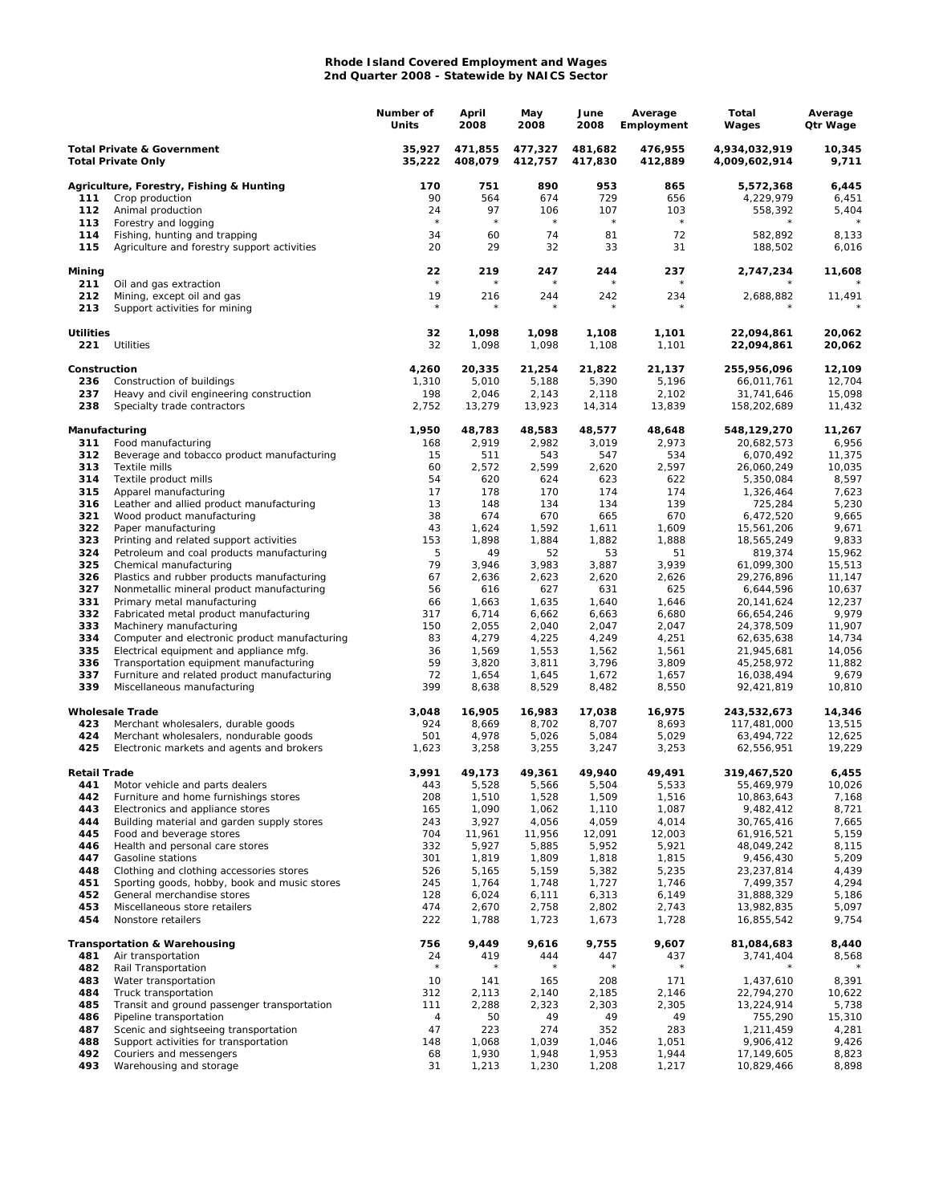**Rhode Island Covered Employment and Wages**
**2nd Quarter 2008 - Statewide by NAICS Sector**

| | | Number of Units | April 2008 | May 2008 | June 2008 | Average Employment | Total Wages | Average Qtr Wage |
|---|---|---|---|---|---|---|---|---|
| **Total Private & Government** | | **35,927** | **471,855** | **477,327** | **481,682** | **476,955** | **4,934,032,919** | **10,345** |
| **Total Private Only** | | **35,222** | **408,079** | **412,757** | **417,830** | **412,889** | **4,009,602,914** | **9,711** |
| **Agriculture, Forestry, Fishing & Hunting** | | **170** | **751** | **890** | **953** | **865** | **5,572,368** | **6,445** |
| 111 | Crop production | 90 | 564 | 674 | 729 | 656 | 4,229,979 | 6,451 |
| 112 | Animal production | 24 | 97 | 106 | 107 | 103 | 558,392 | 5,404 |
| 113 | Forestry and logging | * | * | * | * | * | * | * |
| 114 | Fishing, hunting and trapping | 34 | 60 | 74 | 81 | 72 | 582,892 | 8,133 |
| 115 | Agriculture and forestry support activities | 20 | 29 | 32 | 33 | 31 | 188,502 | 6,016 |
| **Mining** | | **22** | **219** | **247** | **244** | **237** | **2,747,234** | **11,608** |
| 211 | Oil and gas extraction | * | * | * | * | * | * | * |
| 212 | Mining, except oil and gas | 19 | 216 | 244 | 242 | 234 | 2,688,882 | 11,491 |
| 213 | Support activities for mining | * | * | * | * | * | * | * |
| **Utilities** | | **32** | **1,098** | **1,098** | **1,108** | **1,101** | **22,094,861** | **20,062** |
| 221 | Utilities | 32 | 1,098 | 1,098 | 1,108 | 1,101 | 22,094,861 | 20,062 |
| **Construction** | | **4,260** | **20,335** | **21,254** | **21,822** | **21,137** | **255,956,096** | **12,109** |
| 236 | Construction of buildings | 1,310 | 5,010 | 5,188 | 5,390 | 5,196 | 66,011,761 | 12,704 |
| 237 | Heavy and civil engineering construction | 198 | 2,046 | 2,143 | 2,118 | 2,102 | 31,741,646 | 15,098 |
| 238 | Specialty trade contractors | 2,752 | 13,279 | 13,923 | 14,314 | 13,839 | 158,202,689 | 11,432 |
| **Manufacturing** | | **1,950** | **48,783** | **48,583** | **48,577** | **48,648** | **548,129,270** | **11,267** |
| 311 | Food manufacturing | 168 | 2,919 | 2,982 | 3,019 | 2,973 | 20,682,573 | 6,956 |
| 312 | Beverage and tobacco product manufacturing | 15 | 511 | 543 | 547 | 534 | 6,070,492 | 11,375 |
| 313 | Textile mills | 60 | 2,572 | 2,599 | 2,620 | 2,597 | 26,060,249 | 10,035 |
| 314 | Textile product mills | 54 | 620 | 624 | 623 | 622 | 5,350,084 | 8,597 |
| 315 | Apparel manufacturing | 17 | 178 | 170 | 174 | 174 | 1,326,464 | 7,623 |
| 316 | Leather and allied product manufacturing | 13 | 148 | 134 | 134 | 139 | 725,284 | 5,230 |
| 321 | Wood product manufacturing | 38 | 674 | 670 | 665 | 670 | 6,472,520 | 9,665 |
| 322 | Paper manufacturing | 43 | 1,624 | 1,592 | 1,611 | 1,609 | 15,561,206 | 9,671 |
| 323 | Printing and related support activities | 153 | 1,898 | 1,884 | 1,882 | 1,888 | 18,565,249 | 9,833 |
| 324 | Petroleum and coal products manufacturing | 5 | 49 | 52 | 53 | 51 | 819,374 | 15,962 |
| 325 | Chemical manufacturing | 79 | 3,946 | 3,983 | 3,887 | 3,939 | 61,099,300 | 15,513 |
| 326 | Plastics and rubber products manufacturing | 67 | 2,636 | 2,623 | 2,620 | 2,626 | 29,276,896 | 11,147 |
| 327 | Nonmetallic mineral product manufacturing | 56 | 616 | 627 | 631 | 625 | 6,644,596 | 10,637 |
| 331 | Primary metal manufacturing | 66 | 1,663 | 1,635 | 1,640 | 1,646 | 20,141,624 | 12,237 |
| 332 | Fabricated metal product manufacturing | 317 | 6,714 | 6,662 | 6,663 | 6,680 | 66,654,246 | 9,979 |
| 333 | Machinery manufacturing | 150 | 2,055 | 2,040 | 2,047 | 2,047 | 24,378,509 | 11,907 |
| 334 | Computer and electronic product manufacturing | 83 | 4,279 | 4,225 | 4,249 | 4,251 | 62,635,638 | 14,734 |
| 335 | Electrical equipment and appliance mfg. | 36 | 1,569 | 1,553 | 1,562 | 1,561 | 21,945,681 | 14,056 |
| 336 | Transportation equipment manufacturing | 59 | 3,820 | 3,811 | 3,796 | 3,809 | 45,258,972 | 11,882 |
| 337 | Furniture and related product manufacturing | 72 | 1,654 | 1,645 | 1,672 | 1,657 | 16,038,494 | 9,679 |
| 339 | Miscellaneous manufacturing | 399 | 8,638 | 8,529 | 8,482 | 8,550 | 92,421,819 | 10,810 |
| **Wholesale Trade** | | **3,048** | **16,905** | **16,983** | **17,038** | **16,975** | **243,532,673** | **14,346** |
| 423 | Merchant wholesalers, durable goods | 924 | 8,669 | 8,702 | 8,707 | 8,693 | 117,481,000 | 13,515 |
| 424 | Merchant wholesalers, nondurable goods | 501 | 4,978 | 5,026 | 5,084 | 5,029 | 63,494,722 | 12,625 |
| 425 | Electronic markets and agents and brokers | 1,623 | 3,258 | 3,255 | 3,247 | 3,253 | 62,556,951 | 19,229 |
| **Retail Trade** | | **3,991** | **49,173** | **49,361** | **49,940** | **49,491** | **319,467,520** | **6,455** |
| 441 | Motor vehicle and parts dealers | 443 | 5,528 | 5,566 | 5,504 | 5,533 | 55,469,979 | 10,026 |
| 442 | Furniture and home furnishings stores | 208 | 1,510 | 1,528 | 1,509 | 1,516 | 10,863,643 | 7,168 |
| 443 | Electronics and appliance stores | 165 | 1,090 | 1,062 | 1,110 | 1,087 | 9,482,412 | 8,721 |
| 444 | Building material and garden supply stores | 243 | 3,927 | 4,056 | 4,059 | 4,014 | 30,765,416 | 7,665 |
| 445 | Food and beverage stores | 704 | 11,961 | 11,956 | 12,091 | 12,003 | 61,916,521 | 5,159 |
| 446 | Health and personal care stores | 332 | 5,927 | 5,885 | 5,952 | 5,921 | 48,049,242 | 8,115 |
| 447 | Gasoline stations | 301 | 1,819 | 1,809 | 1,818 | 1,815 | 9,456,430 | 5,209 |
| 448 | Clothing and clothing accessories stores | 526 | 5,165 | 5,159 | 5,382 | 5,235 | 23,237,814 | 4,439 |
| 451 | Sporting goods, hobby, book and music stores | 245 | 1,764 | 1,748 | 1,727 | 1,746 | 7,499,357 | 4,294 |
| 452 | General merchandise stores | 128 | 6,024 | 6,111 | 6,313 | 6,149 | 31,888,329 | 5,186 |
| 453 | Miscellaneous store retailers | 474 | 2,670 | 2,758 | 2,802 | 2,743 | 13,982,835 | 5,097 |
| 454 | Nonstore retailers | 222 | 1,788 | 1,723 | 1,673 | 1,728 | 16,855,542 | 9,754 |
| **Transportation & Warehousing** | | **756** | **9,449** | **9,616** | **9,755** | **9,607** | **81,084,683** | **8,440** |
| 481 | Air transportation | 24 | 419 | 444 | 447 | 437 | 3,741,404 | 8,568 |
| 482 | Rail Transportation | * | * | * | * | * | * | * |
| 483 | Water transportation | 10 | 141 | 165 | 208 | 171 | 1,437,610 | 8,391 |
| 484 | Truck transportation | 312 | 2,113 | 2,140 | 2,185 | 2,146 | 22,794,270 | 10,622 |
| 485 | Transit and ground passenger transportation | 111 | 2,288 | 2,323 | 2,303 | 2,305 | 13,224,914 | 5,738 |
| 486 | Pipeline transportation | 4 | 50 | 49 | 49 | 49 | 755,290 | 15,310 |
| 487 | Scenic and sightseeing transportation | 47 | 223 | 274 | 352 | 283 | 1,211,459 | 4,281 |
| 488 | Support activities for transportation | 148 | 1,068 | 1,039 | 1,046 | 1,051 | 9,906,421 | 9,426 |
| 492 | Couriers and messengers | 68 | 1,930 | 1,948 | 1,953 | 1,944 | 17,149,605 | 8,823 |
| 493 | Warehousing and storage | 31 | 1,213 | 1,230 | 1,208 | 1,217 | 10,829,466 | 8,898 |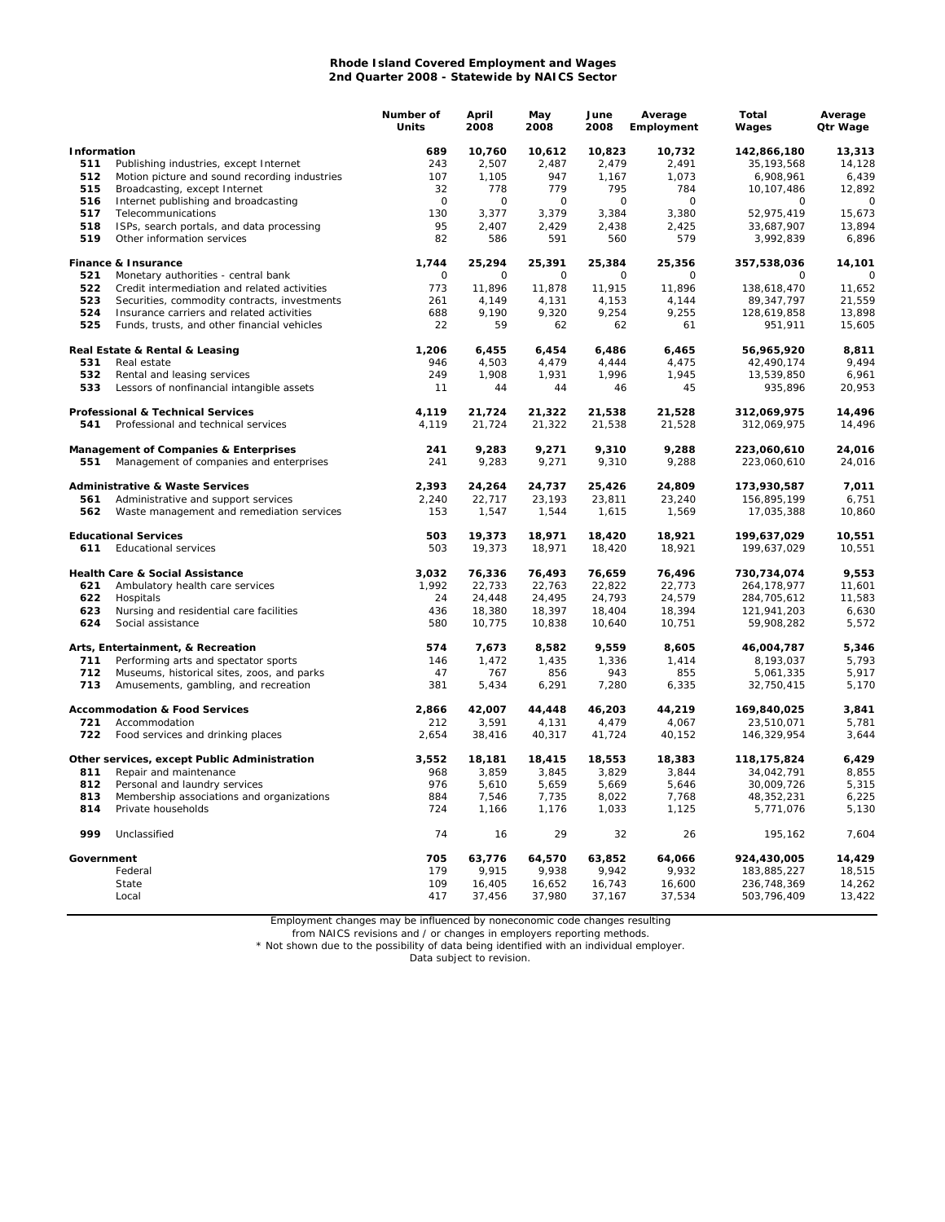**Rhode Island Covered Employment and Wages**
**2nd Quarter 2008 - Statewide by NAICS Sector**

| | | Number of Units | April 2008 | May 2008 | June 2008 | Average Employment | Total Wages | Average Qtr Wage |
|---|---|---|---|---|---|---|---|---|
| **Information** | | **689** | **10,760** | **10,612** | **10,823** | **10,732** | **142,866,180** | **13,313** |
| **511** | Publishing industries, except Internet | 243 | 2,507 | 2,487 | 2,479 | 2,491 | 35,193,568 | 14,128 |
| **512** | Motion picture and sound recording industries | 107 | 1,105 | 947 | 1,167 | 1,073 | 6,908,961 | 6,439 |
| **515** | Broadcasting, except Internet | 32 | 778 | 779 | 795 | 784 | 10,107,486 | 12,892 |
| **516** | Internet publishing and broadcasting | 0 | 0 | 0 | 0 | 0 | 0 | 0 |
| **517** | Telecommunications | 130 | 3,377 | 3,379 | 3,384 | 3,380 | 52,975,419 | 15,673 |
| **518** | ISPs, search portals, and data processing | 95 | 2,407 | 2,429 | 2,438 | 2,425 | 33,687,907 | 13,894 |
| **519** | Other information services | 82 | 586 | 591 | 560 | 579 | 3,992,839 | 6,896 |
| **Finance & Insurance** | | **1,744** | **25,294** | **25,391** | **25,384** | **25,356** | **357,538,036** | **14,101** |
| **521** | Monetary authorities - central bank | 0 | 0 | 0 | 0 | 0 | 0 | 0 |
| **522** | Credit intermediation and related activities | 773 | 11,896 | 11,878 | 11,915 | 11,896 | 138,618,470 | 11,652 |
| **523** | Securities, commodity contracts, investments | 261 | 4,149 | 4,131 | 4,153 | 4,144 | 89,347,797 | 21,559 |
| **524** | Insurance carriers and related activities | 688 | 9,190 | 9,320 | 9,254 | 9,255 | 128,619,858 | 13,898 |
| **525** | Funds, trusts, and other financial vehicles | 22 | 59 | 62 | 62 | 61 | 951,911 | 15,605 |
| **Real Estate & Rental & Leasing** | | **1,206** | **6,455** | **6,454** | **6,486** | **6,465** | **56,965,920** | **8,811** |
| **531** | Real estate | 946 | 4,503 | 4,479 | 4,444 | 4,475 | 42,490,174 | 9,494 |
| **532** | Rental and leasing services | 249 | 1,908 | 1,931 | 1,996 | 1,945 | 13,539,850 | 6,961 |
| **533** | Lessors of nonfinancial intangible assets | 11 | 44 | 44 | 46 | 45 | 935,896 | 20,953 |
| **Professional & Technical Services** | | **4,119** | **21,724** | **21,322** | **21,538** | **21,528** | **312,069,975** | **14,496** |
| **541** | Professional and technical services | 4,119 | 21,724 | 21,322 | 21,538 | 21,528 | 312,069,975 | 14,496 |
| **Management of Companies & Enterprises** | | **241** | **9,283** | **9,271** | **9,310** | **9,288** | **223,060,610** | **24,016** |
| **551** | Management of companies and enterprises | 241 | 9,283 | 9,271 | 9,310 | 9,288 | 223,060,610 | 24,016 |
| **Administrative & Waste Services** | | **2,393** | **24,264** | **24,737** | **25,426** | **24,809** | **173,930,587** | **7,011** |
| **561** | Administrative and support services | 2,240 | 22,717 | 23,193 | 23,811 | 23,240 | 156,895,199 | 6,751 |
| **562** | Waste management and remediation services | 153 | 1,547 | 1,544 | 1,615 | 1,569 | 17,035,388 | 10,860 |
| **Educational Services** | | **503** | **19,373** | **18,971** | **18,420** | **18,921** | **199,637,029** | **10,551** |
| **611** | Educational services | 503 | 19,373 | 18,971 | 18,420 | 18,921 | 199,637,029 | 10,551 |
| **Health Care & Social Assistance** | | **3,032** | **76,336** | **76,493** | **76,659** | **76,496** | **730,734,074** | **9,553** |
| **621** | Ambulatory health care services | 1,992 | 22,733 | 22,763 | 22,822 | 22,773 | 264,178,977 | 11,601 |
| **622** | Hospitals | 24 | 24,448 | 24,495 | 24,793 | 24,579 | 284,705,612 | 11,583 |
| **623** | Nursing and residential care facilities | 436 | 18,380 | 18,397 | 18,404 | 18,394 | 121,941,203 | 6,630 |
| **624** | Social assistance | 580 | 10,775 | 10,838 | 10,640 | 10,751 | 59,908,282 | 5,572 |
| **Arts, Entertainment, & Recreation** | | **574** | **7,673** | **8,582** | **9,559** | **8,605** | **46,004,787** | **5,346** |
| **711** | Performing arts and spectator sports | 146 | 1,472 | 1,435 | 1,336 | 1,414 | 8,193,037 | 5,793 |
| **712** | Museums, historical sites, zoos, and parks | 47 | 767 | 856 | 943 | 855 | 5,061,335 | 5,917 |
| **713** | Amusements, gambling, and recreation | 381 | 5,434 | 6,291 | 7,280 | 6,335 | 32,750,415 | 5,170 |
| **Accommodation & Food Services** | | **2,866** | **42,007** | **44,448** | **46,203** | **44,219** | **169,840,025** | **3,841** |
| **721** | Accommodation | 212 | 3,591 | 4,131 | 4,479 | 4,067 | 23,510,071 | 5,781 |
| **722** | Food services and drinking places | 2,654 | 38,416 | 40,317 | 41,724 | 40,152 | 146,329,954 | 3,644 |
| **Other services, except Public Administration** | | **3,552** | **18,181** | **18,415** | **18,553** | **18,383** | **118,175,824** | **6,429** |
| **811** | Repair and maintenance | 968 | 3,859 | 3,845 | 3,829 | 3,844 | 34,042,791 | 8,855 |
| **812** | Personal and laundry services | 976 | 5,610 | 5,659 | 5,669 | 5,646 | 30,009,726 | 5,315 |
| **813** | Membership associations and organizations | 884 | 7,546 | 7,735 | 8,022 | 7,768 | 48,352,231 | 6,225 |
| **814** | Private households | 724 | 1,166 | 1,176 | 1,033 | 1,125 | 5,771,076 | 5,130 |
| **999** | Unclassified | 74 | 16 | 29 | 32 | 26 | 195,162 | 7,604 |
| **Government** | | **705** | **63,776** | **64,570** | **63,852** | **64,066** | **924,430,005** | **14,429** |
| | Federal | 179 | 9,915 | 9,938 | 9,942 | 9,932 | 183,885,227 | 18,515 |
| | State | 109 | 16,405 | 16,652 | 16,743 | 16,600 | 236,748,369 | 14,262 |
| | Local | 417 | 37,456 | 37,980 | 37,167 | 37,534 | 503,796,409 | 13,422 |

Employment changes may be influenced by noneconomic code changes resulting from NAICS revisions and / or changes in employers reporting methods.
* Not shown due to the possibility of data being identified with an individual employer.
Data subject to revision.